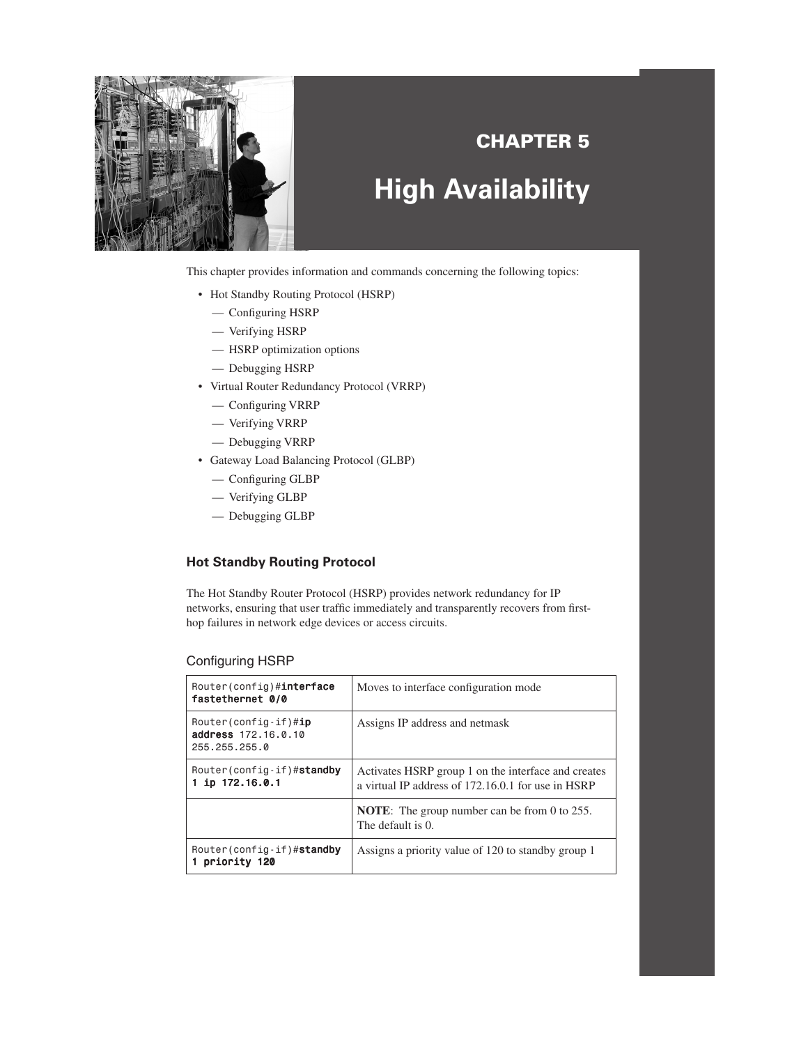# CHAPTER 5

# High Availability

This chapter provides information and commands concerning the following topics:

- Hot Standby Routing Protocol (HSRP)
  - — Configuring HSRP
  - — Verifying HSRP
  - — HSRP optimization options
  - — Debugging HSRP
- Virtual Router Redundancy Protocol (VRRP)
  - — Configuring VRRP
  - — Verifying VRRP
  - — Debugging VRRP
- Gateway Load Balancing Protocol (GLBP)
  - — Configuring GLBP
  - — Verifying GLBP
  - — Debugging GLBP

## Hot Standby Routing Protocol

The Hot Standby Router Protocol (HSRP) provides network redundancy for IP networks, ensuring that user traffic immediately and transparently recovers from first-hop failures in network edge devices or access circuits.

### Configuring HSRP

| | |
|---|---|
| `Router(config)#`**`interface fastethernet 0/0`** | Moves to interface configuration mode |
| `Router(config-if)#`**`ip address`** `172.16.0.10 255.255.255.0` | Assigns IP address and netmask |
| `Router(config-if)#`**`standby 1 ip 172.16.0.1`** | Activates HSRP group 1 on the interface and creates a virtual IP address of 172.16.0.1 for use in HSRP |
| | **NOTE**: The group number can be from 0 to 255. The default is 0. |
| `Router(config-if)#`**`standby 1 priority 120`** | Assigns a priority value of 120 to standby group 1 |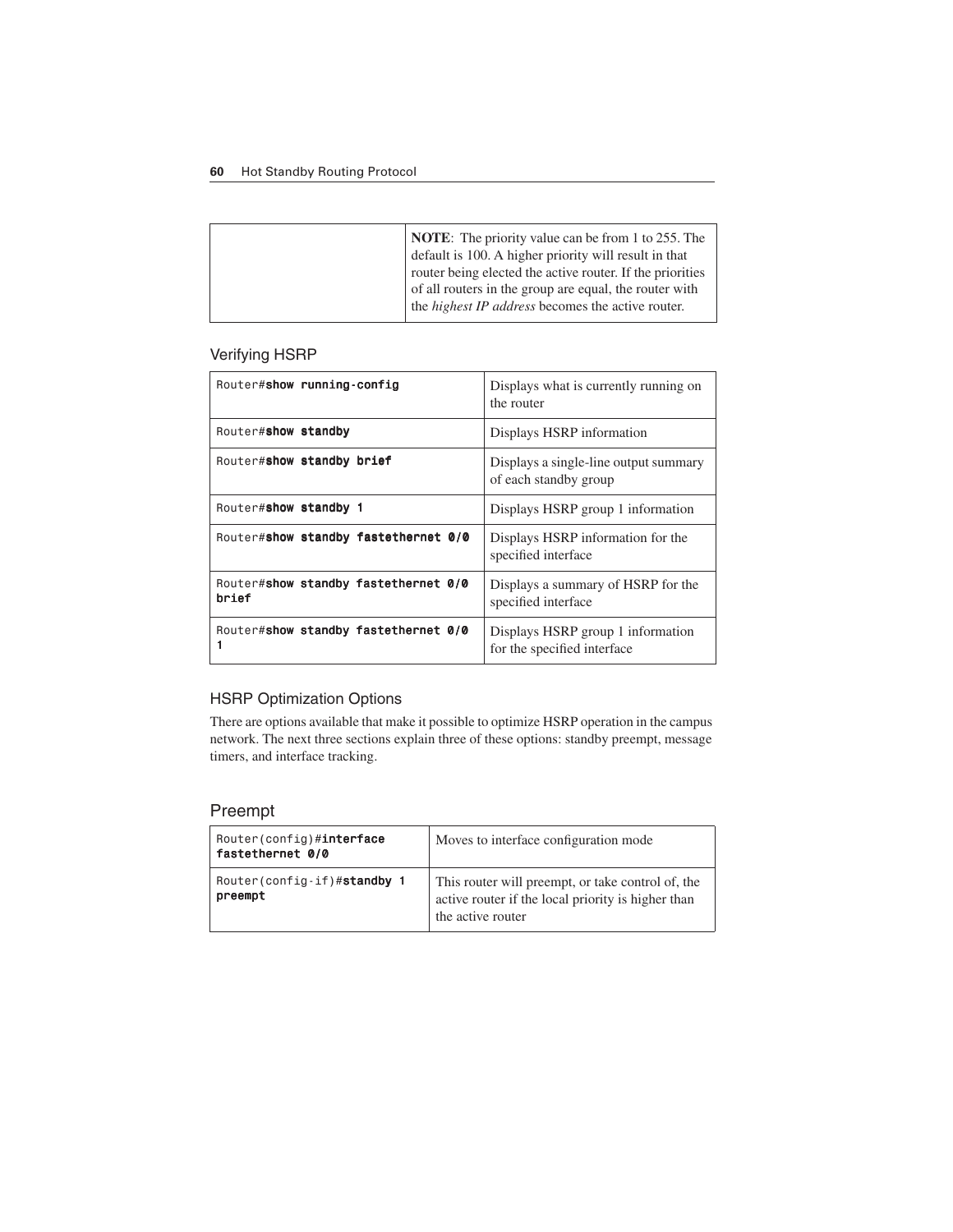| | **NOTE**: The priority value can be from 1 to 255. The default is 100. A higher priority will result in that router being elected the active router. If the priorities of all routers in the group are equal, the router with the *highest IP address* becomes the active router. |
|---|---|

## Verifying HSRP

| | |
|---|---|
| `Router#`**`show running-config`** | Displays what is currently running on the router |
| `Router#`**`show standby`** | Displays HSRP information |
| `Router#`**`show standby brief`** | Displays a single-line output summary of each standby group |
| `Router#`**`show standby 1`** | Displays HSRP group 1 information |
| `Router#`**`show standby fastethernet 0/0`** | Displays HSRP information for the specified interface |
| `Router#`**`show standby fastethernet 0/0 brief`** | Displays a summary of HSRP for the specified interface |
| `Router#`**`show standby fastethernet 0/0 1`** | Displays HSRP group 1 information for the specified interface |

## HSRP Optimization Options

There are options available that make it possible to optimize HSRP operation in the campus network. The next three sections explain three of these options: standby preempt, message timers, and interface tracking.

## Preempt

| | |
|---|---|
| `Router(config)#`**`interface fastethernet 0/0`** | Moves to interface configuration mode |
| `Router(config-if)#`**`standby 1 preempt`** | This router will preempt, or take control of, the active router if the local priority is higher than the active router |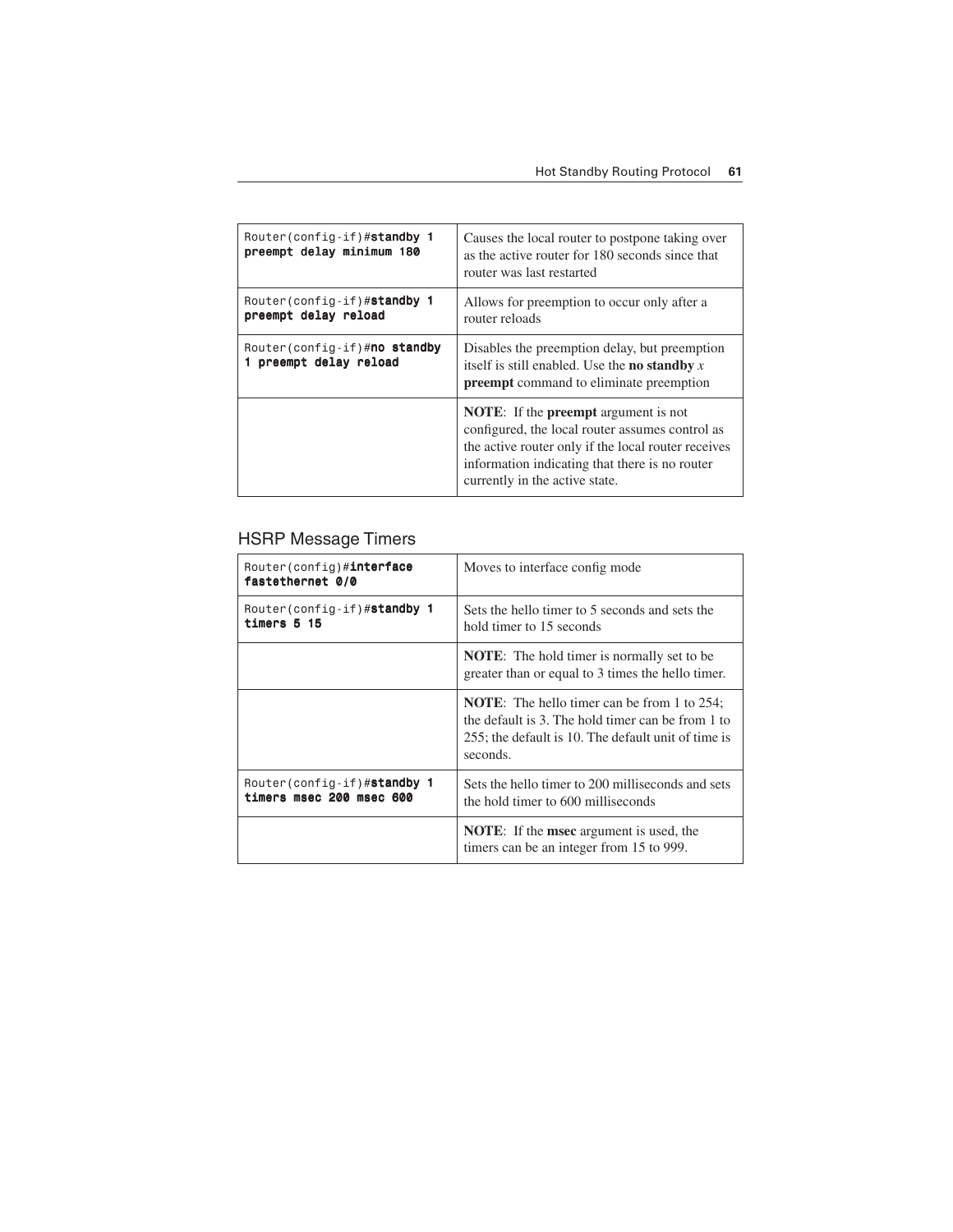| | |
|---|---|
| Router(config-if)#**standby 1 preempt delay minimum 180** | Causes the local router to postpone taking over as the active router for 180 seconds since that router was last restarted |
| Router(config-if)#**standby 1 preempt delay reload** | Allows for preemption to occur only after a router reloads |
| Router(config-if)#**no standby 1 preempt delay reload** | Disables the preemption delay, but preemption itself is still enabled. Use the **no standby** *x* **preempt** command to eliminate preemption |
| | **NOTE**: If the **preempt** argument is not configured, the local router assumes control as the active router only if the local router receives information indicating that there is no router currently in the active state. |

## HSRP Message Timers

| | |
|---|---|
| Router(config)#**interface fastethernet 0/0** | Moves to interface config mode |
| Router(config-if)#**standby 1 timers 5 15** | Sets the hello timer to 5 seconds and sets the hold timer to 15 seconds |
| | **NOTE**: The hold timer is normally set to be greater than or equal to 3 times the hello timer. |
| | **NOTE**: The hello timer can be from 1 to 254; the default is 3. The hold timer can be from 1 to 255; the default is 10. The default unit of time is seconds. |
| Router(config-if)#**standby 1 timers msec 200 msec 600** | Sets the hello timer to 200 milliseconds and sets the hold timer to 600 milliseconds |
| | **NOTE**: If the **msec** argument is used, the timers can be an integer from 15 to 999. |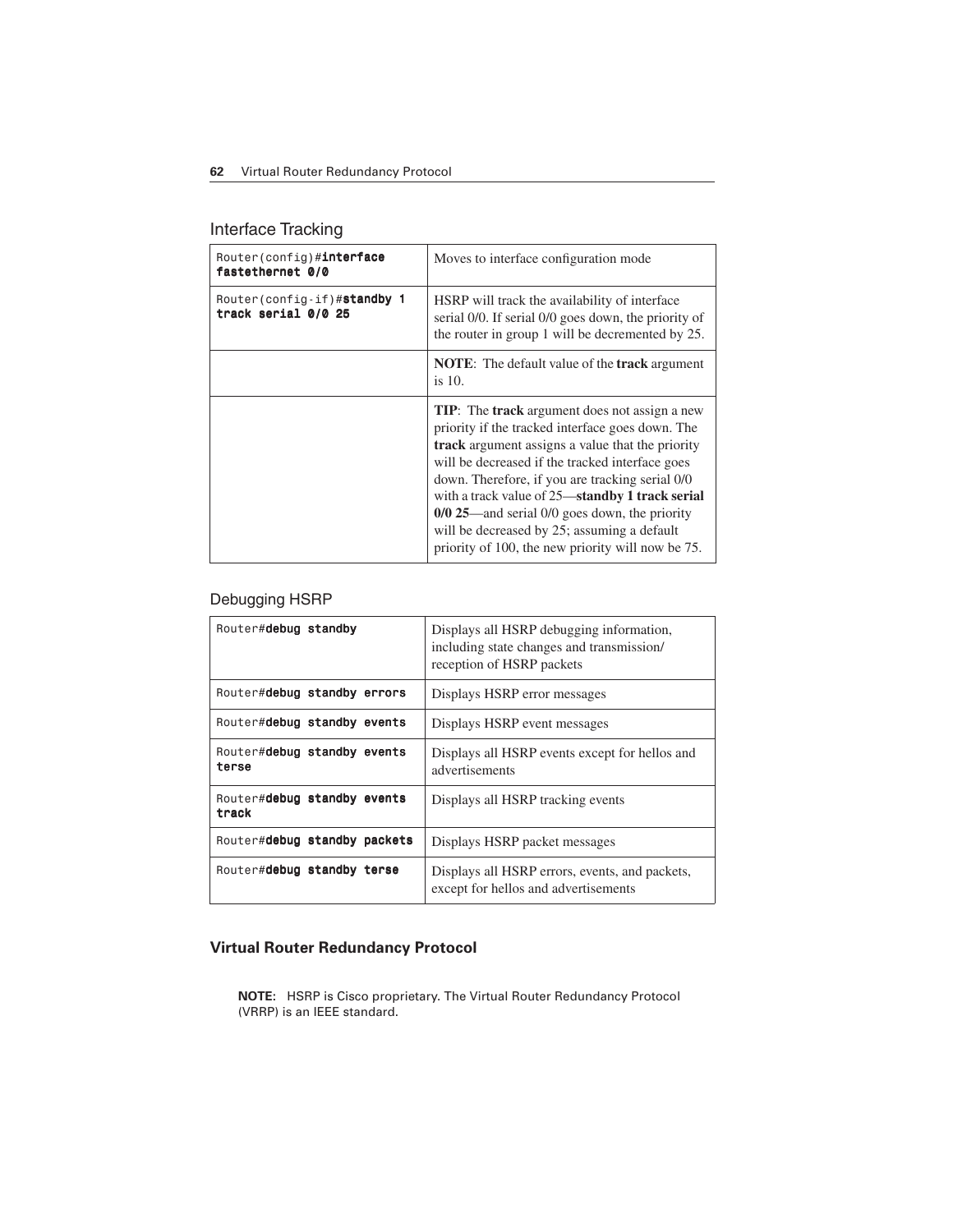## Interface Tracking

| | |
|---|---|
| Router(config)#**interface fastethernet 0/0** | Moves to interface configuration mode |
| Router(config-if)#**standby 1 track serial 0/0 25** | HSRP will track the availability of interface serial 0/0. If serial 0/0 goes down, the priority of the router in group 1 will be decremented by 25. |
| | **NOTE**: The default value of the **track** argument is 10. |
| | **TIP**: The **track** argument does not assign a new priority if the tracked interface goes down. The **track** argument assigns a value that the priority will be decreased if the tracked interface goes down. Therefore, if you are tracking serial 0/0 with a track value of 25—**standby 1 track serial 0/0 25**—and serial 0/0 goes down, the priority will be decreased by 25; assuming a default priority of 100, the new priority will now be 75. |

## Debugging HSRP

| | |
|---|---|
| Router#**debug standby** | Displays all HSRP debugging information, including state changes and transmission/reception of HSRP packets |
| Router#**debug standby errors** | Displays HSRP error messages |
| Router#**debug standby events** | Displays HSRP event messages |
| Router#**debug standby events terse** | Displays all HSRP events except for hellos and advertisements |
| Router#**debug standby events track** | Displays all HSRP tracking events |
| Router#**debug standby packets** | Displays HSRP packet messages |
| Router#**debug standby terse** | Displays all HSRP errors, events, and packets, except for hellos and advertisements |

### Virtual Router Redundancy Protocol

**NOTE:** HSRP is Cisco proprietary. The Virtual Router Redundancy Protocol (VRRP) is an IEEE standard.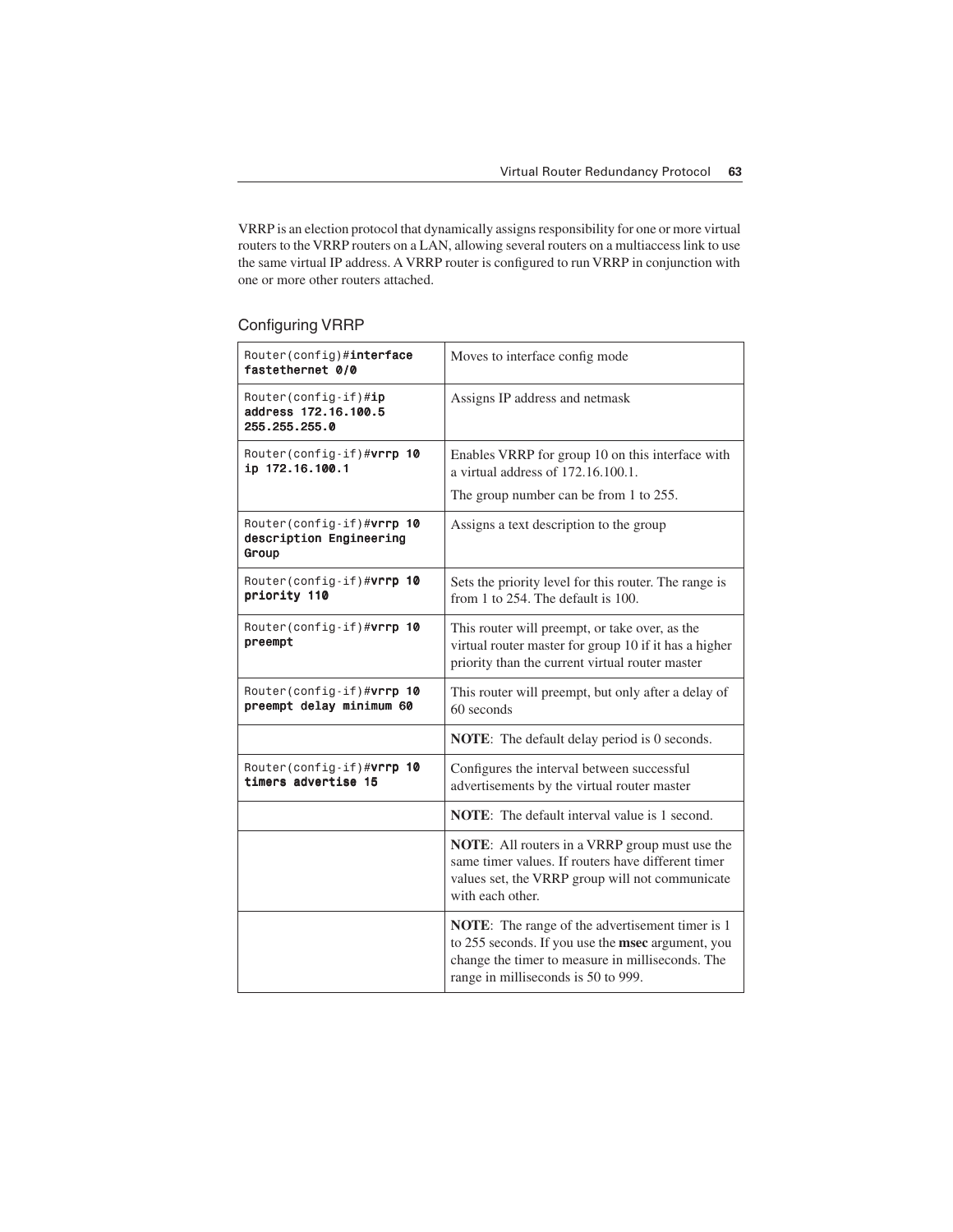VRRP is an election protocol that dynamically assigns responsibility for one or more virtual routers to the VRRP routers on a LAN, allowing several routers on a multiaccess link to use the same virtual IP address. A VRRP router is configured to run VRRP in conjunction with one or more other routers attached.

## Configuring VRRP

| | |
|---|---|
| `Router(config)#`**`interface fastethernet 0/0`** | Moves to interface config mode |
| `Router(config-if)#`**`ip address 172.16.100.5 255.255.255.0`** | Assigns IP address and netmask |
| `Router(config-if)#`**`vrrp 10 ip 172.16.100.1`** | Enables VRRP for group 10 on this interface with a virtual address of 172.16.100.1. The group number can be from 1 to 255. |
| `Router(config-if)#`**`vrrp 10 description Engineering Group`** | Assigns a text description to the group |
| `Router(config-if)#`**`vrrp 10 priority 110`** | Sets the priority level for this router. The range is from 1 to 254. The default is 100. |
| `Router(config-if)#`**`vrrp 10 preempt`** | This router will preempt, or take over, as the virtual router master for group 10 if it has a higher priority than the current virtual router master |
| `Router(config-if)#`**`vrrp 10 preempt delay minimum 60`** | This router will preempt, but only after a delay of 60 seconds |
| | **NOTE**: The default delay period is 0 seconds. |
| `Router(config-if)#`**`vrrp 10 timers advertise 15`** | Configures the interval between successful advertisements by the virtual router master |
| | **NOTE**: The default interval value is 1 second. |
| | **NOTE**: All routers in a VRRP group must use the same timer values. If routers have different timer values set, the VRRP group will not communicate with each other. |
| | **NOTE**: The range of the advertisement timer is 1 to 255 seconds. If you use the **msec** argument, you change the timer to measure in milliseconds. The range in milliseconds is 50 to 999. |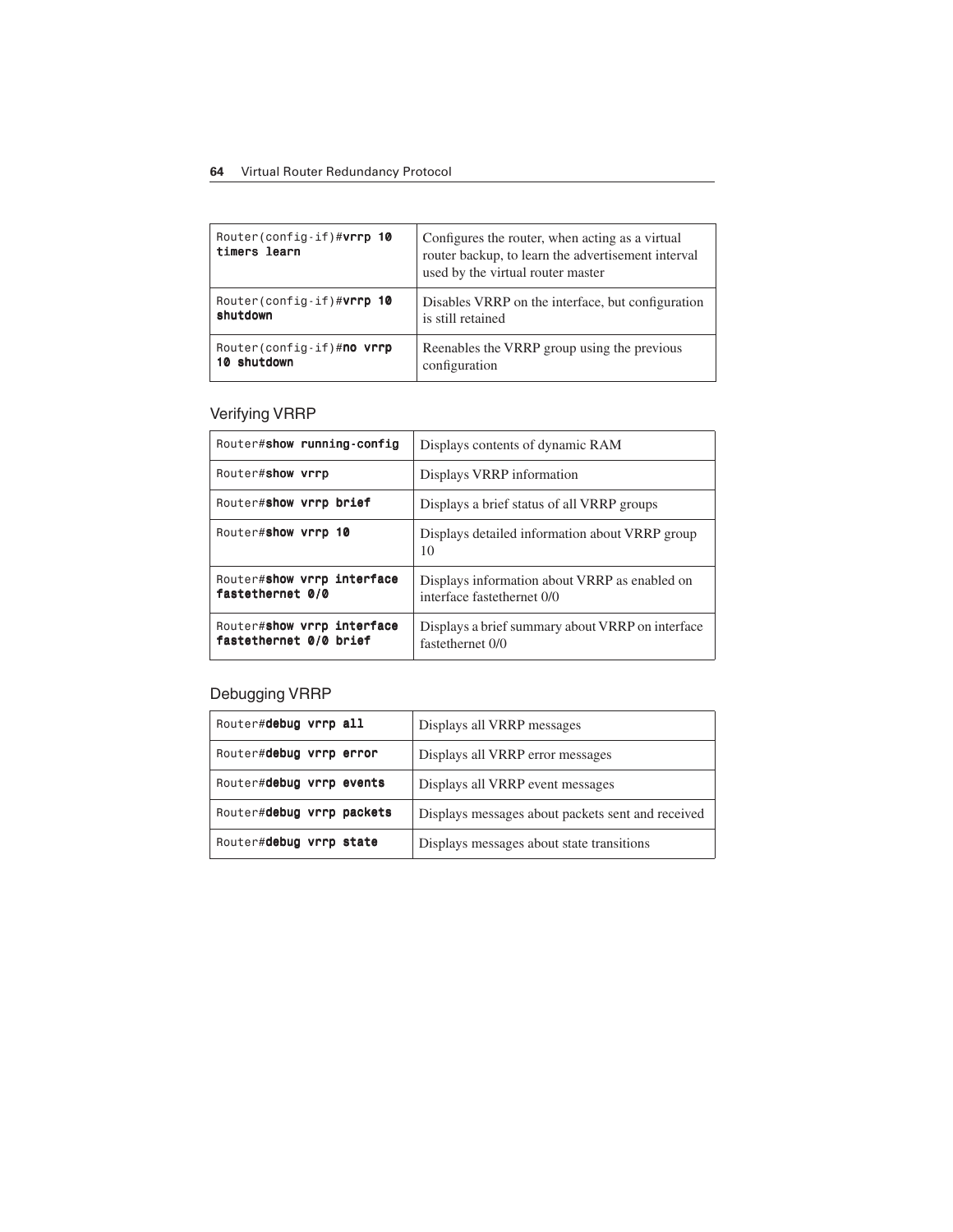| | |
|---|---|
| Router(config-if)#**vrrp 10 timers learn** | Configures the router, when acting as a virtual router backup, to learn the advertisement interval used by the virtual router master |
| Router(config-if)#**vrrp 10 shutdown** | Disables VRRP on the interface, but configuration is still retained |
| Router(config-if)#**no vrrp 10 shutdown** | Reenables the VRRP group using the previous configuration |

## Verifying VRRP

| | |
|---|---|
| Router#**show running-config** | Displays contents of dynamic RAM |
| Router#**show vrrp** | Displays VRRP information |
| Router#**show vrrp brief** | Displays a brief status of all VRRP groups |
| Router#**show vrrp 10** | Displays detailed information about VRRP group 10 |
| Router#**show vrrp interface fastethernet 0/0** | Displays information about VRRP as enabled on interface fastethernet 0/0 |
| Router#**show vrrp interface fastethernet 0/0 brief** | Displays a brief summary about VRRP on interface fastethernet 0/0 |

## Debugging VRRP

| | |
|---|---|
| Router#**debug vrrp all** | Displays all VRRP messages |
| Router#**debug vrrp error** | Displays all VRRP error messages |
| Router#**debug vrrp events** | Displays all VRRP event messages |
| Router#**debug vrrp packets** | Displays messages about packets sent and received |
| Router#**debug vrrp state** | Displays messages about state transitions |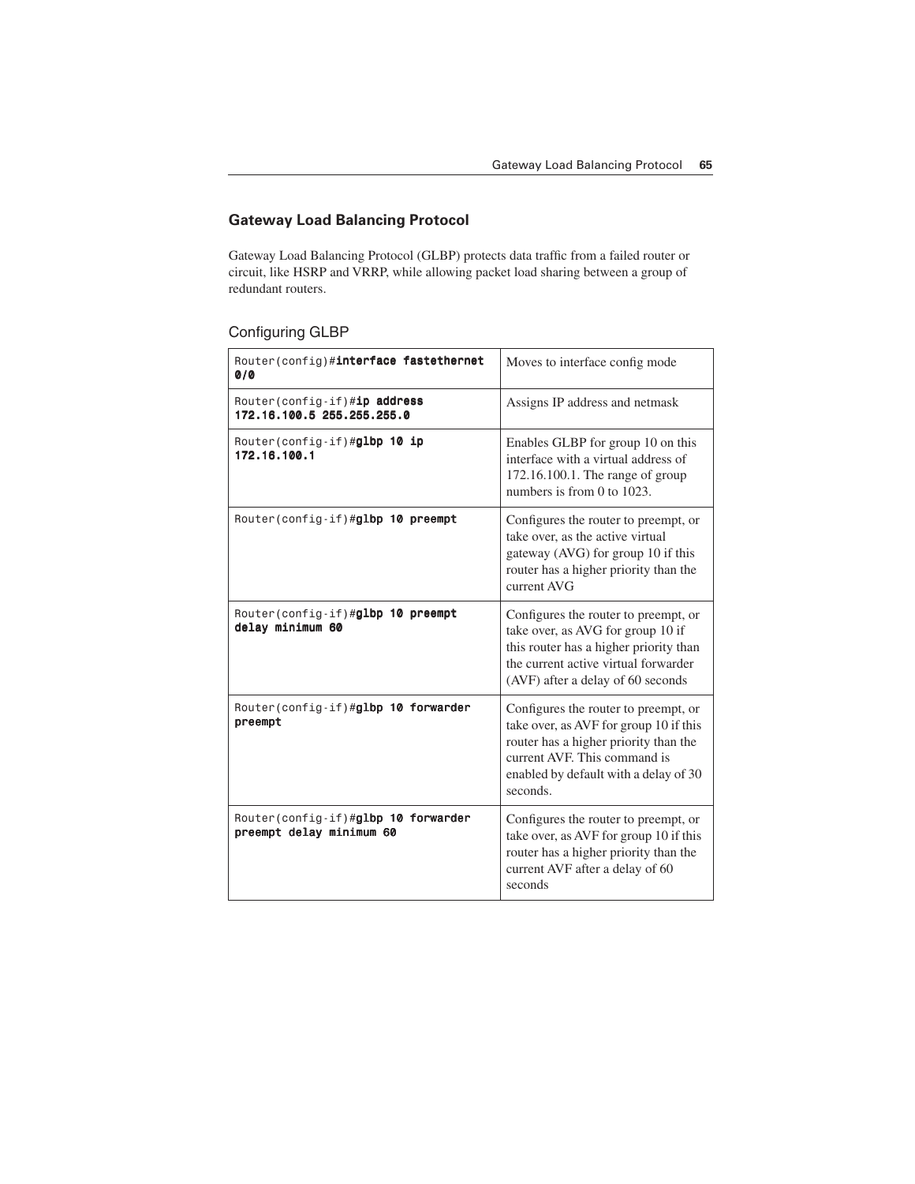## Gateway Load Balancing Protocol

Gateway Load Balancing Protocol (GLBP) protects data traffic from a failed router or circuit, like HSRP and VRRP, while allowing packet load sharing between a group of redundant routers.

### Configuring GLBP

| | |
|---|---|
| `Router(config)#`**`interface fastethernet 0/0`** | Moves to interface config mode |
| `Router(config-if)#`**`ip address 172.16.100.5 255.255.255.0`** | Assigns IP address and netmask |
| `Router(config-if)#`**`glbp 10 ip 172.16.100.1`** | Enables GLBP for group 10 on this interface with a virtual address of 172.16.100.1. The range of group numbers is from 0 to 1023. |
| `Router(config-if)#`**`glbp 10 preempt`** | Configures the router to preempt, or take over, as the active virtual gateway (AVG) for group 10 if this router has a higher priority than the current AVG |
| `Router(config-if)#`**`glbp 10 preempt delay minimum 60`** | Configures the router to preempt, or take over, as AVG for group 10 if this router has a higher priority than the current active virtual forwarder (AVF) after a delay of 60 seconds |
| `Router(config-if)#`**`glbp 10 forwarder preempt`** | Configures the router to preempt, or take over, as AVF for group 10 if this router has a higher priority than the current AVF. This command is enabled by default with a delay of 30 seconds. |
| `Router(config-if)#`**`glbp 10 forwarder preempt delay minimum 60`** | Configures the router to preempt, or take over, as AVF for group 10 if this router has a higher priority than the current AVF after a delay of 60 seconds |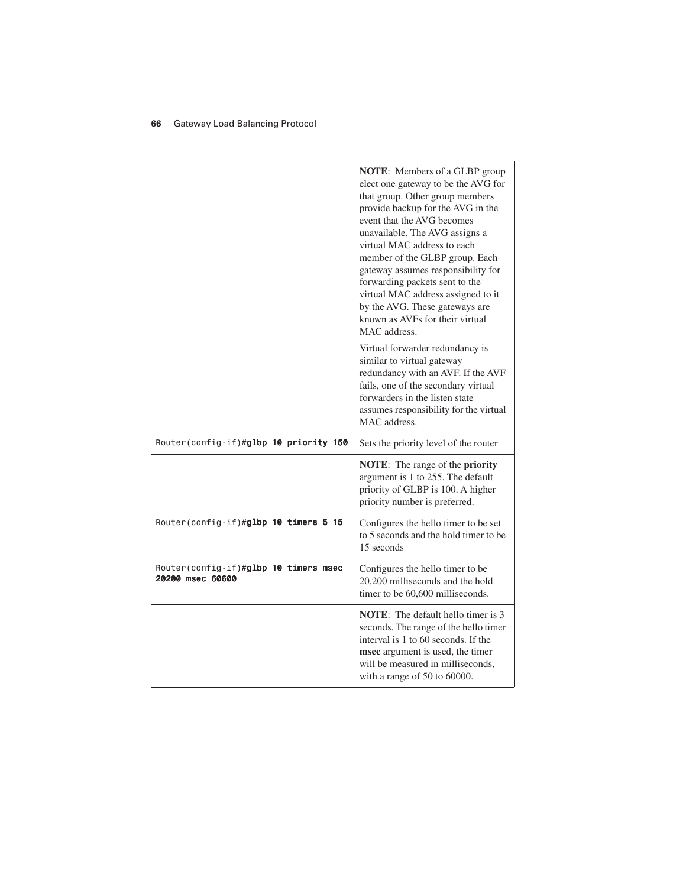| | |
|---|---|
| | **NOTE**: Members of a GLBP group elect one gateway to be the AVG for that group. Other group members provide backup for the AVG in the event that the AVG becomes unavailable. The AVG assigns a virtual MAC address to each member of the GLBP group. Each gateway assumes responsibility for forwarding packets sent to the virtual MAC address assigned to it by the AVG. These gateways are known as AVFs for their virtual MAC address.<br><br>Virtual forwarder redundancy is similar to virtual gateway redundancy with an AVF. If the AVF fails, one of the secondary virtual forwarders in the listen state assumes responsibility for the virtual MAC address. |
| `Router(config-if)#`**`glbp 10 priority 150`** | Sets the priority level of the router |
| | **NOTE**: The range of the **priority** argument is 1 to 255. The default priority of GLBP is 100. A higher priority number is preferred. |
| `Router(config-if)#`**`glbp 10 timers 5 15`** | Configures the hello timer to be set to 5 seconds and the hold timer to be 15 seconds |
| `Router(config-if)#`**`glbp 10 timers msec 20200 msec 60600`** | Configures the hello timer to be 20,200 milliseconds and the hold timer to be 60,600 milliseconds. |
| | **NOTE**: The default hello timer is 3 seconds. The range of the hello timer interval is 1 to 60 seconds. If the **msec** argument is used, the timer will be measured in milliseconds, with a range of 50 to 60000. |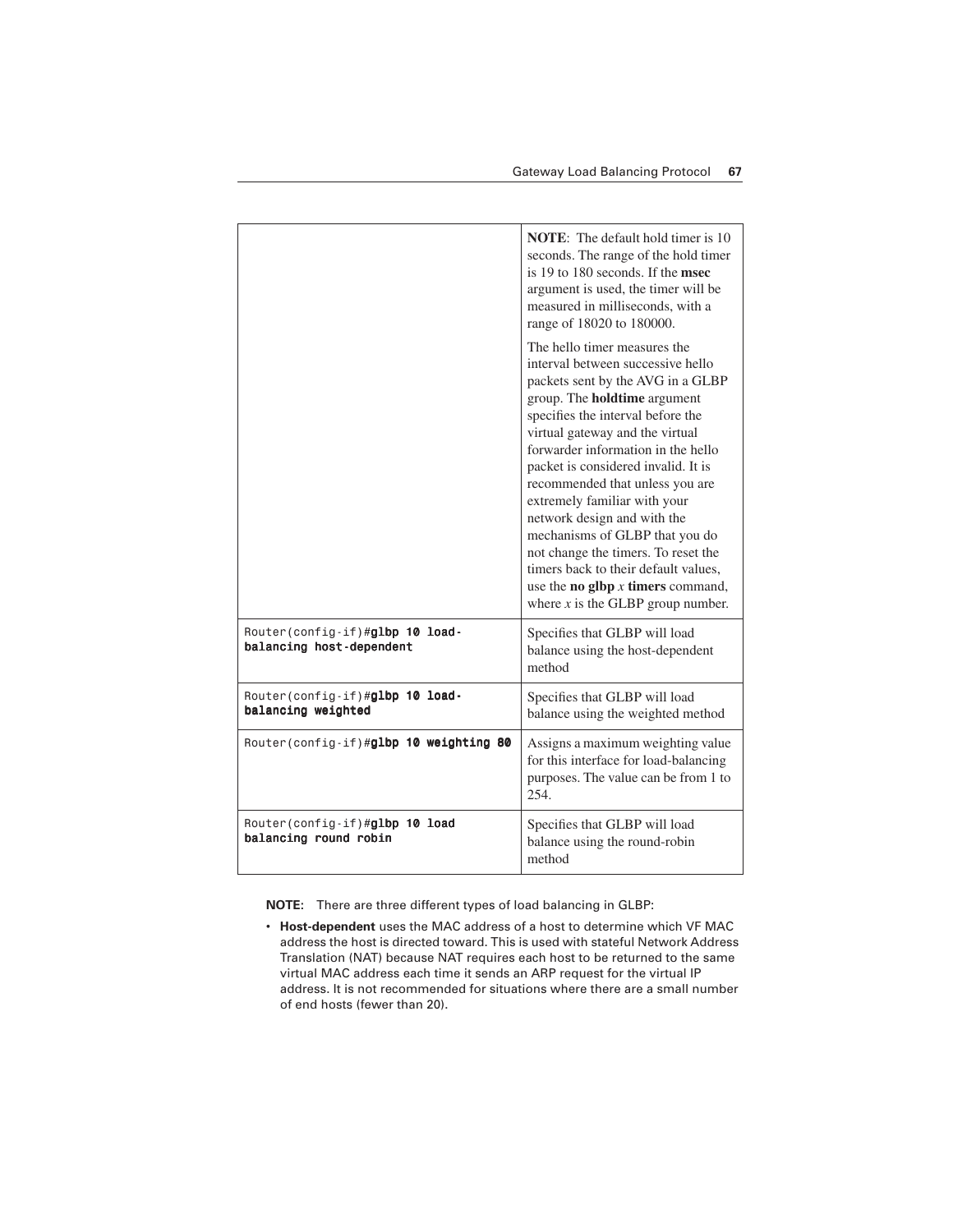| | |
|---|---|
| | **NOTE**: The default hold timer is 10 seconds. The range of the hold timer is 19 to 180 seconds. If the **msec** argument is used, the timer will be measured in milliseconds, with a range of 18020 to 180000.<br><br>The hello timer measures the interval between successive hello packets sent by the AVG in a GLBP group. The **holdtime** argument specifies the interval before the virtual gateway and the virtual forwarder information in the hello packet is considered invalid. It is recommended that unless you are extremely familiar with your network design and with the mechanisms of GLBP that you do not change the timers. To reset the timers back to their default values, use the **no glbp** *x* **timers** command, where *x* is the GLBP group number. |
| `Router(config-if)#`**`glbp 10 load-balancing host-dependent`** | Specifies that GLBP will load balance using the host-dependent method |
| `Router(config-if)#`**`glbp 10 load-balancing weighted`** | Specifies that GLBP will load balance using the weighted method |
| `Router(config-if)#`**`glbp 10 weighting 80`** | Assigns a maximum weighting value for this interface for load-balancing purposes. The value can be from 1 to 254. |
| `Router(config-if)#`**`glbp 10 load balancing round robin`** | Specifies that GLBP will load balance using the round-robin method |

**NOTE:** There are three different types of load balancing in GLBP:

- **Host-dependent** uses the MAC address of a host to determine which VF MAC address the host is directed toward. This is used with stateful Network Address Translation (NAT) because NAT requires each host to be returned to the same virtual MAC address each time it sends an ARP request for the virtual IP address. It is not recommended for situations where there are a small number of end hosts (fewer than 20).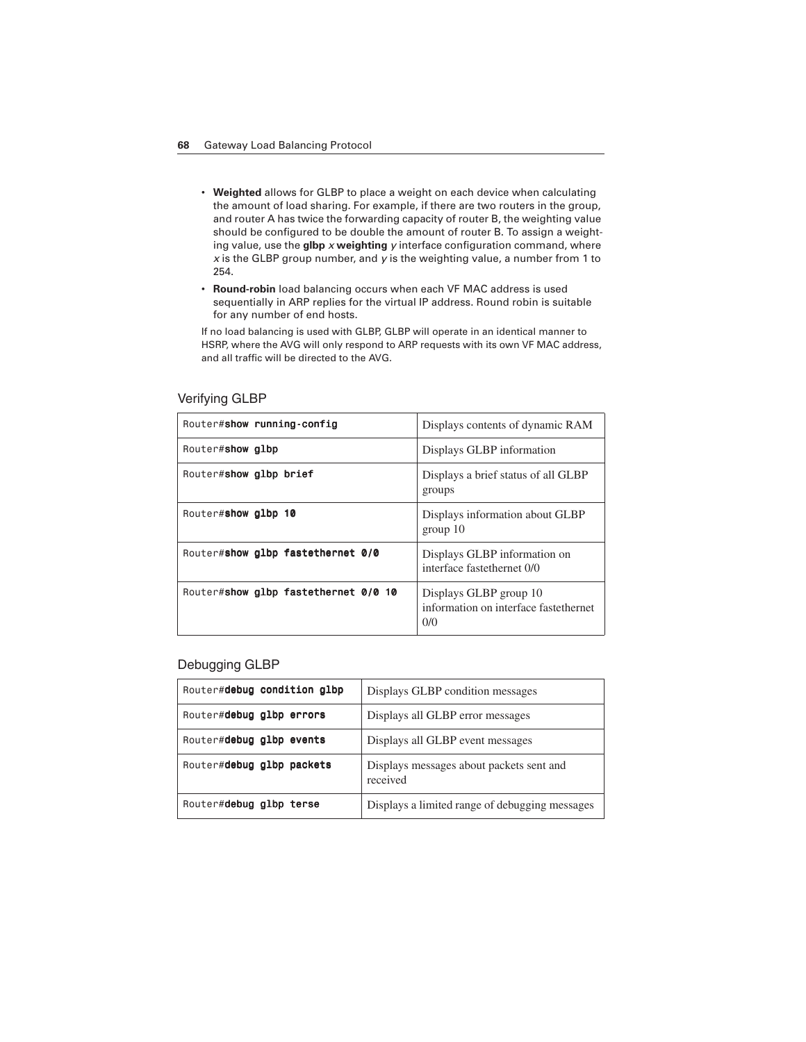- **Weighted** allows for GLBP to place a weight on each device when calculating the amount of load sharing. For example, if there are two routers in the group, and router A has twice the forwarding capacity of router B, the weighting value should be configured to be double the amount of router B. To assign a weighting value, use the **glbp** *x* **weighting** *y* interface configuration command, where *x* is the GLBP group number, and *y* is the weighting value, a number from 1 to 254.
- **Round-robin** load balancing occurs when each VF MAC address is used sequentially in ARP replies for the virtual IP address. Round robin is suitable for any number of end hosts.

If no load balancing is used with GLBP, GLBP will operate in an identical manner to HSRP, where the AVG will only respond to ARP requests with its own VF MAC address, and all traffic will be directed to the AVG.

## Verifying GLBP

| | |
|---|---|
| `Router#`**`show running-config`** | Displays contents of dynamic RAM |
| `Router#`**`show glbp`** | Displays GLBP information |
| `Router#`**`show glbp brief`** | Displays a brief status of all GLBP groups |
| `Router#`**`show glbp 10`** | Displays information about GLBP group 10 |
| `Router#`**`show glbp fastethernet 0/0`** | Displays GLBP information on interface fastethernet 0/0 |
| `Router#`**`show glbp fastethernet 0/0 10`** | Displays GLBP group 10 information on interface fastethernet 0/0 |

## Debugging GLBP

| | |
|---|---|
| `Router#`**`debug condition glbp`** | Displays GLBP condition messages |
| `Router#`**`debug glbp errors`** | Displays all GLBP error messages |
| `Router#`**`debug glbp events`** | Displays all GLBP event messages |
| `Router#`**`debug glbp packets`** | Displays messages about packets sent and received |
| `Router#`**`debug glbp terse`** | Displays a limited range of debugging messages |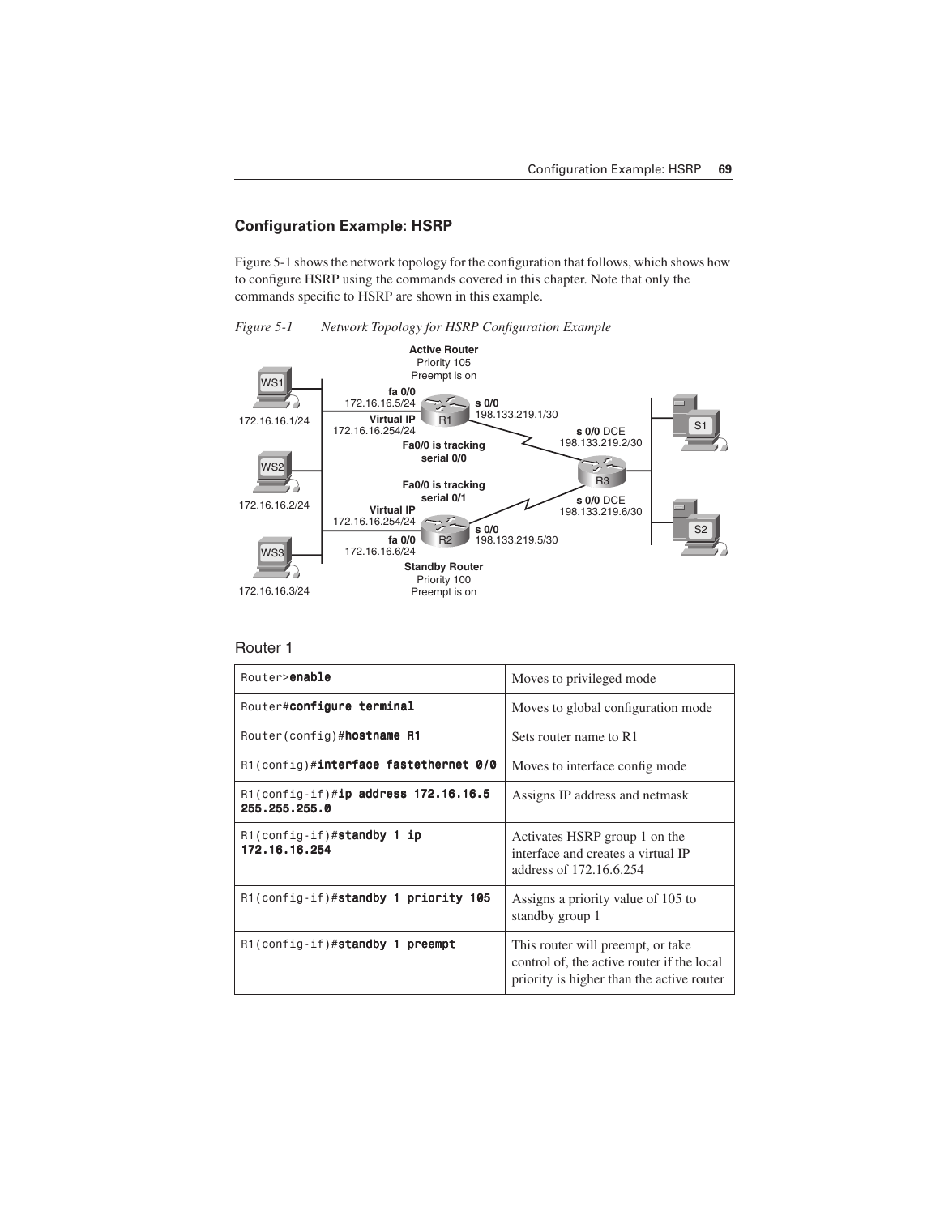## Configuration Example: HSRP

Figure 5-1 shows the network topology for the configuration that follows, which shows how to configure HSRP using the commands covered in this chapter. Note that only the commands specific to HSRP are shown in this example.

*Figure 5-1 Network Topology for HSRP Configuration Example*

Active Router
Priority 105
Preempt is on

WS1 172.16.16.1/24
WS2 172.16.16.2/24
WS3 172.16.16.3/24

fa 0/0 172.16.16.5/24
Virtual IP 172.16.16.254/24
R1
s 0/0 198.133.219.1/30
Fa0/0 is tracking serial 0/0

s 0/0 DCE 198.133.219.2/30
R3
s 0/0 DCE 198.133.219.6/30
S1
S2

Fa0/0 is tracking serial 0/1
Virtual IP 172.16.16.254/24
fa 0/0 172.16.16.6/24
R2
s 0/0 198.133.219.5/30

Standby Router
Priority 100
Preempt is on

### Router 1

| | |
|---|---|
| `Router>`**`enable`** | Moves to privileged mode |
| `Router#`**`configure terminal`** | Moves to global configuration mode |
| `Router(config)#`**`hostname R1`** | Sets router name to R1 |
| `R1(config)#`**`interface fastethernet 0/0`** | Moves to interface config mode |
| `R1(config-if)#`**`ip address 172.16.16.5 255.255.255.0`** | Assigns IP address and netmask |
| `R1(config-if)#`**`standby 1 ip 172.16.16.254`** | Activates HSRP group 1 on the interface and creates a virtual IP address of 172.16.6.254 |
| `R1(config-if)#`**`standby 1 priority 105`** | Assigns a priority value of 105 to standby group 1 |
| `R1(config-if)#`**`standby 1 preempt`** | This router will preempt, or take control of, the active router if the local priority is higher than the active router |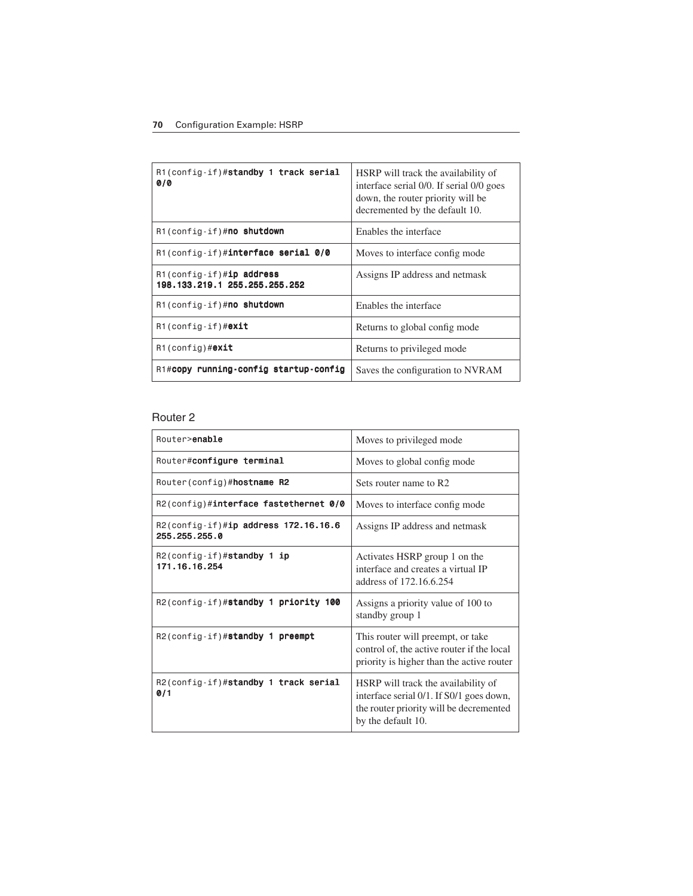| | |
|---|---|
| R1(config-if)#**standby 1 track serial 0/0** | HSRP will track the availability of interface serial 0/0. If serial 0/0 goes down, the router priority will be decremented by the default 10. |
| R1(config-if)#**no shutdown** | Enables the interface |
| R1(config-if)#**interface serial 0/0** | Moves to interface config mode |
| R1(config-if)#**ip address 198.133.219.1 255.255.255.252** | Assigns IP address and netmask |
| R1(config-if)#**no shutdown** | Enables the interface |
| R1(config-if)#**exit** | Returns to global config mode |
| R1(config)#**exit** | Returns to privileged mode |
| R1#**copy running-config startup-config** | Saves the configuration to NVRAM |

## Router 2

| | |
|---|---|
| Router>**enable** | Moves to privileged mode |
| Router#**configure terminal** | Moves to global config mode |
| Router(config)#**hostname R2** | Sets router name to R2 |
| R2(config)#**interface fastethernet 0/0** | Moves to interface config mode |
| R2(config-if)#**ip address 172.16.16.6 255.255.255.0** | Assigns IP address and netmask |
| R2(config-if)#**standby 1 ip 171.16.16.254** | Activates HSRP group 1 on the interface and creates a virtual IP address of 172.16.6.254 |
| R2(config-if)#**standby 1 priority 100** | Assigns a priority value of 100 to standby group 1 |
| R2(config-if)#**standby 1 preempt** | This router will preempt, or take control of, the active router if the local priority is higher than the active router |
| R2(config-if)#**standby 1 track serial 0/1** | HSRP will track the availability of interface serial 0/1. If S0/1 goes down, the router priority will be decremented by the default 10. |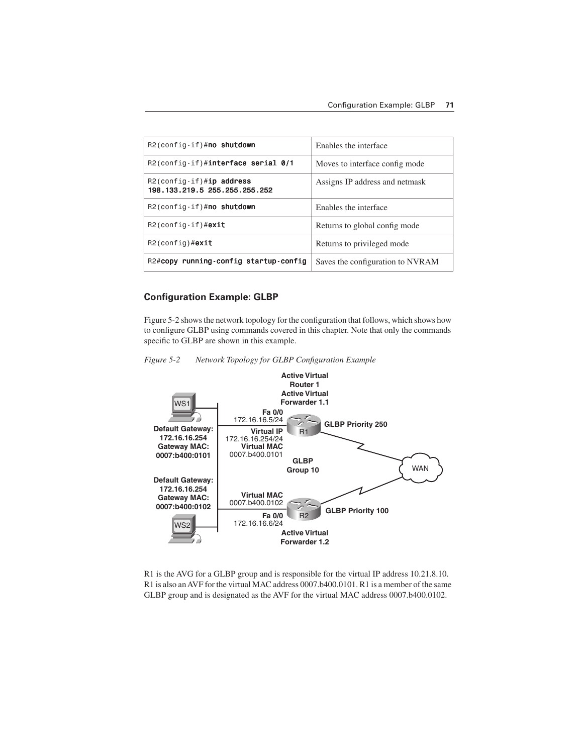| | |
|---|---|
| `R2(config-if)#no shutdown` | Enables the interface |
| `R2(config-if)#interface serial 0/1` | Moves to interface config mode |
| `R2(config-if)#ip address 198.133.219.5 255.255.255.252` | Assigns IP address and netmask |
| `R2(config-if)#no shutdown` | Enables the interface |
| `R2(config-if)#exit` | Returns to global config mode |
| `R2(config)#exit` | Returns to privileged mode |
| `R2#copy running-config startup-config` | Saves the configuration to NVRAM |

## Configuration Example: GLBP

Figure 5-2 shows the network topology for the configuration that follows, which shows how to configure GLBP using commands covered in this chapter. Note that only the commands specific to GLBP are shown in this example.

*Figure 5-2 Network Topology for GLBP Configuration Example*

R1 is the AVG for a GLBP group and is responsible for the virtual IP address 10.21.8.10. R1 is also an AVF for the virtual MAC address 0007.b400.0101. R1 is a member of the same GLBP group and is designated as the AVF for the virtual MAC address 0007.b400.0102.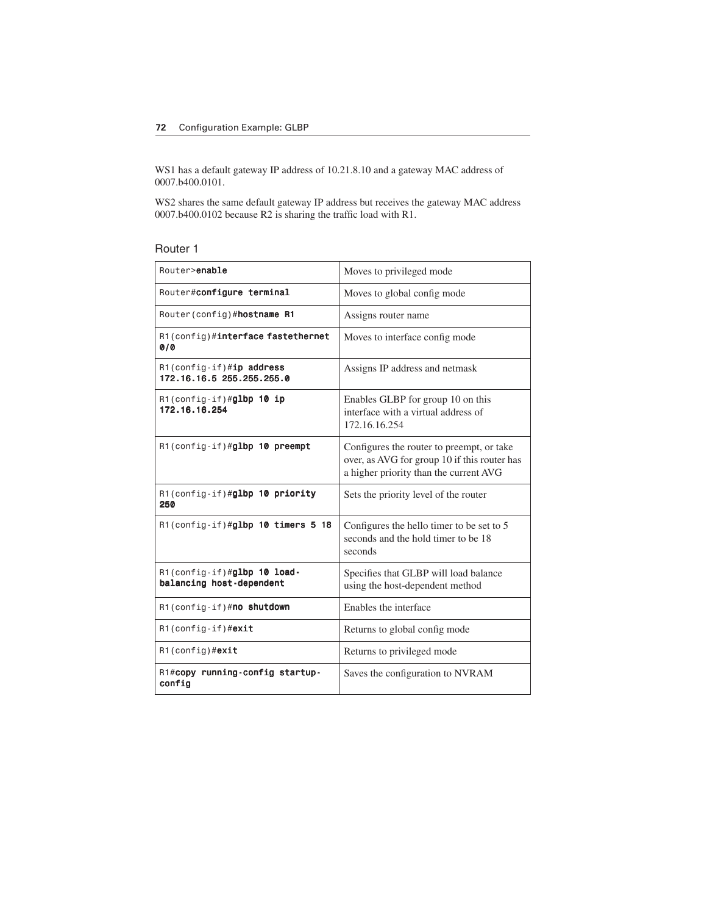WS1 has a default gateway IP address of 10.21.8.10 and a gateway MAC address of 0007.b400.0101.

WS2 shares the same default gateway IP address but receives the gateway MAC address 0007.b400.0102 because R2 is sharing the traffic load with R1.

## Router 1

| | |
|---|---|
| `Router>`**`enable`** | Moves to privileged mode |
| `Router#`**`configure terminal`** | Moves to global config mode |
| `Router(config)#`**`hostname R1`** | Assigns router name |
| `R1(config)#`**`interface fastethernet 0/0`** | Moves to interface config mode |
| `R1(config-if)#`**`ip address 172.16.16.5 255.255.255.0`** | Assigns IP address and netmask |
| `R1(config-if)#`**`glbp 10 ip 172.16.16.254`** | Enables GLBP for group 10 on this interface with a virtual address of 172.16.16.254 |
| `R1(config-if)#`**`glbp 10 preempt`** | Configures the router to preempt, or take over, as AVG for group 10 if this router has a higher priority than the current AVG |
| `R1(config-if)#`**`glbp 10 priority 250`** | Sets the priority level of the router |
| `R1(config-if)#`**`glbp 10 timers 5 18`** | Configures the hello timer to be set to 5 seconds and the hold timer to be 18 seconds |
| `R1(config-if)#`**`glbp 10 load-balancing host-dependent`** | Specifies that GLBP will load balance using the host-dependent method |
| `R1(config-if)#`**`no shutdown`** | Enables the interface |
| `R1(config-if)#`**`exit`** | Returns to global config mode |
| `R1(config)#`**`exit`** | Returns to privileged mode |
| `R1#`**`copy running-config startup-config`** | Saves the configuration to NVRAM |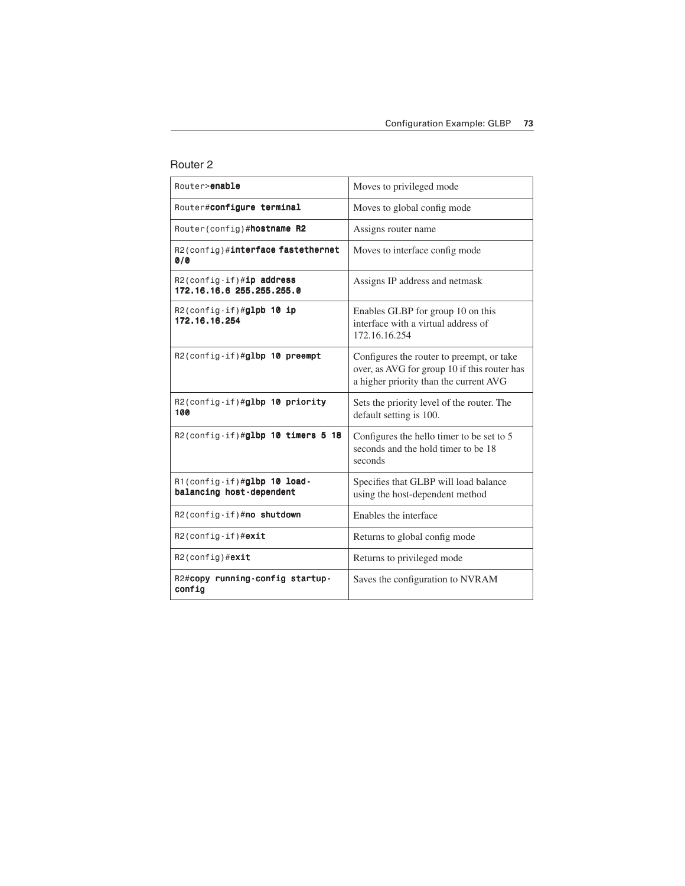## Router 2

| | |
|---|---|
| Router>**enable** | Moves to privileged mode |
| Router#**configure terminal** | Moves to global config mode |
| Router(config)#**hostname R2** | Assigns router name |
| R2(config)#**interface fastethernet 0/0** | Moves to interface config mode |
| R2(config-if)#**ip address 172.16.16.6 255.255.255.0** | Assigns IP address and netmask |
| R2(config-if)#**glpb 10 ip 172.16.16.254** | Enables GLBP for group 10 on this interface with a virtual address of 172.16.16.254 |
| R2(config-if)#**glbp 10 preempt** | Configures the router to preempt, or take over, as AVG for group 10 if this router has a higher priority than the current AVG |
| R2(config-if)#**glbp 10 priority 100** | Sets the priority level of the router. The default setting is 100. |
| R2(config-if)#**glbp 10 timers 5 18** | Configures the hello timer to be set to 5 seconds and the hold timer to be 18 seconds |
| R1(config-if)#**glbp 10 load-balancing host-dependent** | Specifies that GLBP will load balance using the host-dependent method |
| R2(config-if)#**no shutdown** | Enables the interface |
| R2(config-if)#**exit** | Returns to global config mode |
| R2(config)#**exit** | Returns to privileged mode |
| R2#**copy running-config startup-config** | Saves the configuration to NVRAM |